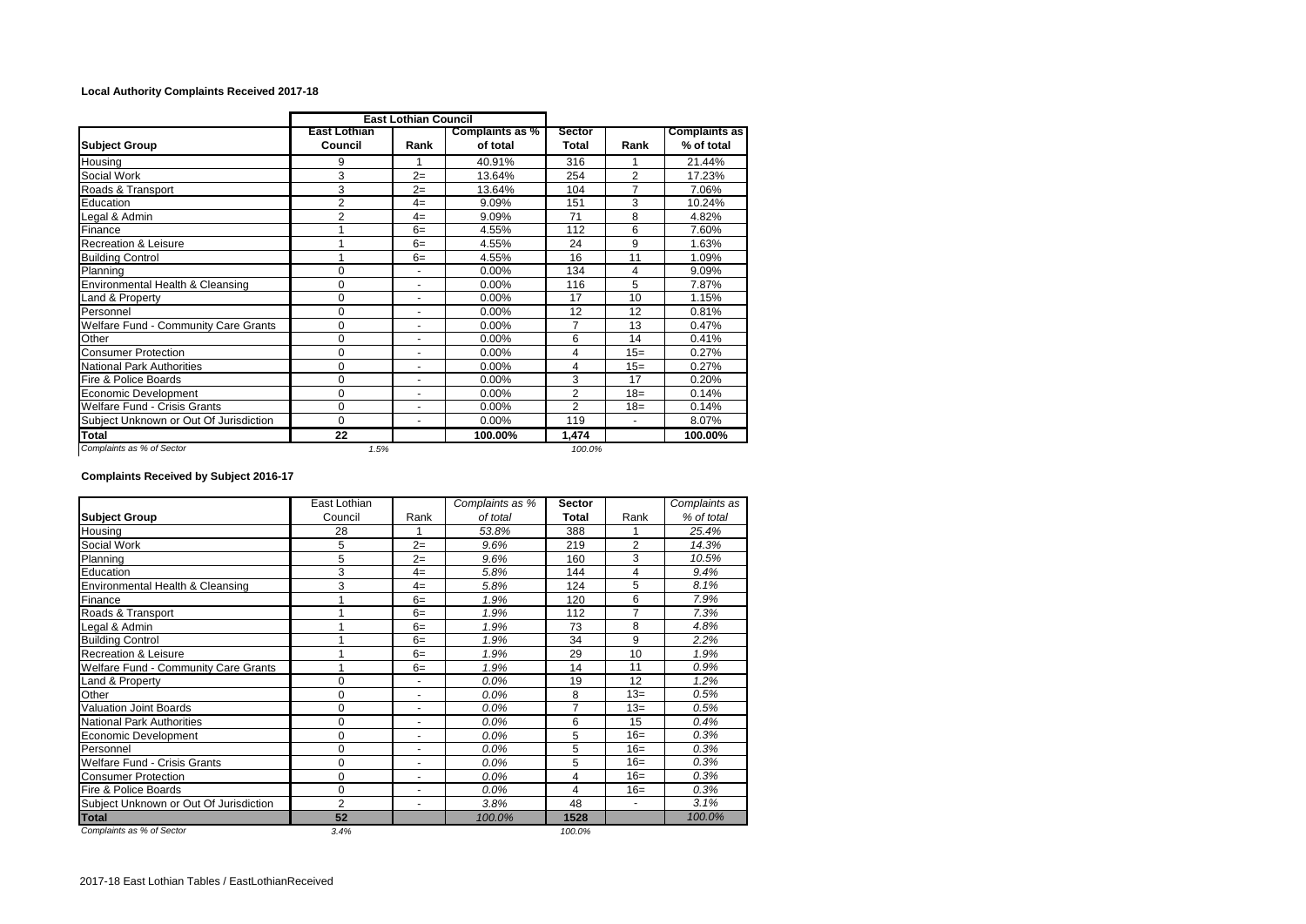**Local Authority Complaints Received 2017-18**

| | East Lothian Council | | | | | |
|---|---|---|---|---|---|---|
| **Subject Group** | **East Lothian Council** | **Rank** | **Complaints as % of total** | **Sector Total** | **Rank** | **Complaints as % of total** |
| Housing | 9 | 1 | 40.91% | 316 | 1 | 21.44% |
| Social Work | 3 | 2= | 13.64% | 254 | 2 | 17.23% |
| Roads & Transport | 3 | 2= | 13.64% | 104 | 7 | 7.06% |
| Education | 2 | 4= | 9.09% | 151 | 3 | 10.24% |
| Legal & Admin | 2 | 4= | 9.09% | 71 | 8 | 4.82% |
| Finance | 1 | 6= | 4.55% | 112 | 6 | 7.60% |
| Recreation & Leisure | 1 | 6= | 4.55% | 24 | 9 | 1.63% |
| Building Control | 1 | 6= | 4.55% | 16 | 11 | 1.09% |
| Planning | 0 | - | 0.00% | 134 | 4 | 9.09% |
| Environmental Health & Cleansing | 0 | - | 0.00% | 116 | 5 | 7.87% |
| Land & Property | 0 | - | 0.00% | 17 | 10 | 1.15% |
| Personnel | 0 | - | 0.00% | 12 | 12 | 0.81% |
| Welfare Fund - Community Care Grants | 0 | - | 0.00% | 7 | 13 | 0.47% |
| Other | 0 | - | 0.00% | 6 | 14 | 0.41% |
| Consumer Protection | 0 | - | 0.00% | 4 | 15= | 0.27% |
| National Park Authorities | 0 | - | 0.00% | 4 | 15= | 0.27% |
| Fire & Police Boards | 0 | - | 0.00% | 3 | 17 | 0.20% |
| Economic Development | 0 | - | 0.00% | 2 | 18= | 0.14% |
| Welfare Fund - Crisis Grants | 0 | - | 0.00% | 2 | 18= | 0.14% |
| Subject Unknown or Out Of Jurisdiction | 0 | - | 0.00% | 119 | - | 8.07% |
| **Total** | **22** | | **100.00%** | **1,474** | | **100.00%** |
| *Complaints as % of Sector* | *1.5%* | | | *100.0%* | | |

**Complaints Received by Subject 2016-17**

| **Subject Group** | East Lothian Council | Rank | *Complaints as % of total* | **Sector Total** | Rank | *Complaints as % of total* |
|---|---|---|---|---|---|---|
| Housing | 28 | 1 | *53.8%* | 388 | 1 | *25.4%* |
| Social Work | 5 | 2= | *9.6%* | 219 | 2 | *14.3%* |
| Planning | 5 | 2= | *9.6%* | 160 | 3 | *10.5%* |
| Education | 3 | 4= | *5.8%* | 144 | 4 | *9.4%* |
| Environmental Health & Cleansing | 3 | 4= | *5.8%* | 124 | 5 | *8.1%* |
| Finance | 1 | 6= | *1.9%* | 120 | 6 | *7.9%* |
| Roads & Transport | 1 | 6= | *1.9%* | 112 | 7 | *7.3%* |
| Legal & Admin | 1 | 6= | *1.9%* | 73 | 8 | *4.8%* |
| Building Control | 1 | 6= | *1.9%* | 34 | 9 | *2.2%* |
| Recreation & Leisure | 1 | 6= | *1.9%* | 29 | 10 | *1.9%* |
| Welfare Fund - Community Care Grants | 1 | 6= | *1.9%* | 14 | 11 | *0.9%* |
| Land & Property | 0 | - | *0.0%* | 19 | 12 | *1.2%* |
| Other | 0 | - | *0.0%* | 8 | 13= | *0.5%* |
| Valuation Joint Boards | 0 | - | *0.0%* | 7 | 13= | *0.5%* |
| National Park Authorities | 0 | - | *0.0%* | 6 | 15 | *0.4%* |
| Economic Development | 0 | - | *0.0%* | 5 | 16= | *0.3%* |
| Personnel | 0 | - | *0.0%* | 5 | 16= | *0.3%* |
| Welfare Fund - Crisis Grants | 0 | - | *0.0%* | 5 | 16= | *0.3%* |
| Consumer Protection | 0 | - | *0.0%* | 4 | 16= | *0.3%* |
| Fire & Police Boards | 0 | - | *0.0%* | 4 | 16= | *0.3%* |
| Subject Unknown or Out Of Jurisdiction | 2 | - | *3.8%* | 48 | - | *3.1%* |
| **Total** | **52** | | *100.0%* | **1528** | | *100.0%* |
| *Complaints as % of Sector* | *3.4%* | | | *100.0%* | | |

2017-18 East Lothian Tables / EastLothianReceived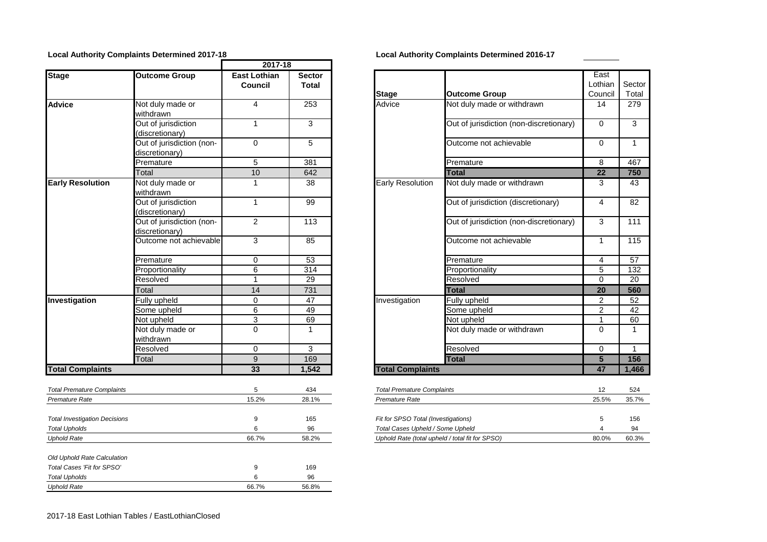**Local Authority Complaints Determined 2017-18**

| Stage | Outcome Group | 2017-18 East Lothian Council | 2017-18 Sector Total |
|---|---|---|---|
| **Advice** | Not duly made or withdrawn | 4 | 253 |
| | Out of jurisdiction (discretionary) | 1 | 3 |
| | Out of jurisdiction (non-discretionary) | 0 | 5 |
| | Premature | 5 | 381 |
| | Total | 10 | 642 |
| **Early Resolution** | Not duly made or withdrawn | 1 | 38 |
| | Out of jurisdiction (discretionary) | 1 | 99 |
| | Out of jurisdiction (non-discretionary) | 2 | 113 |
| | Outcome not achievable | 3 | 85 |
| | Premature | 0 | 53 |
| | Proportionality | 6 | 314 |
| | Resolved | 1 | 29 |
| | Total | 14 | 731 |
| **Investigation** | Fully upheld | 0 | 47 |
| | Some upheld | 6 | 49 |
| | Not upheld | 3 | 69 |
| | Not duly made or withdrawn | 0 | 1 |
| | Resolved | 0 | 3 |
| | Total | 9 | 169 |
| **Total Complaints** | | **33** | **1,542** |

| | East Lothian Council | Sector Total |
|---|---|---|
| *Total Premature Complaints* | 5 | 434 |
| *Premature Rate* | 15.2% | 28.1% |
| *Total Investigation Decisions* | 9 | 165 |
| *Total Upholds* | 6 | 96 |
| *Uphold Rate* | 66.7% | 58.2% |
| *Old Uphold Rate Calculation* | | |
| *Total Cases 'Fit for SPSO'* | 9 | 169 |
| *Total Upholds* | 6 | 96 |
| *Uphold Rate* | 66.7% | 56.8% |

**Local Authority Complaints Determined 2016-17**

| Stage | Outcome Group | East Lothian Council | Sector Total |
|---|---|---|---|
| Advice | Not duly made or withdrawn | 14 | 279 |
| | Out of jurisdiction (non-discretionary) | 0 | 3 |
| | Outcome not achievable | 0 | 1 |
| | Premature | 8 | 467 |
| | **Total** | **22** | **750** |
| Early Resolution | Not duly made or withdrawn | 3 | 43 |
| | Out of jurisdiction (discretionary) | 4 | 82 |
| | Out of jurisdiction (non-discretionary) | 3 | 111 |
| | Outcome not achievable | 1 | 115 |
| | Premature | 4 | 57 |
| | Proportionality | 5 | 132 |
| | Resolved | 0 | 20 |
| | **Total** | **20** | **560** |
| Investigation | Fully upheld | 2 | 52 |
| | Some upheld | 2 | 42 |
| | Not upheld | 1 | 60 |
| | Not duly made or withdrawn | 0 | 1 |
| | Resolved | 0 | 1 |
| | **Total** | **5** | **156** |
| **Total Complaints** | | **47** | **1,466** |

| | East Lothian Council | Sector Total |
|---|---|---|
| *Total Premature Complaints* | 12 | 524 |
| *Premature Rate* | 25.5% | 35.7% |
| *Fit for SPSO Total (Investigations)* | 5 | 156 |
| *Total Cases Upheld / Some Upheld* | 4 | 94 |
| *Uphold Rate (total upheld / total fit for SPSO)* | 80.0% | 60.3% |

2017-18 East Lothian Tables / EastLothianClosed